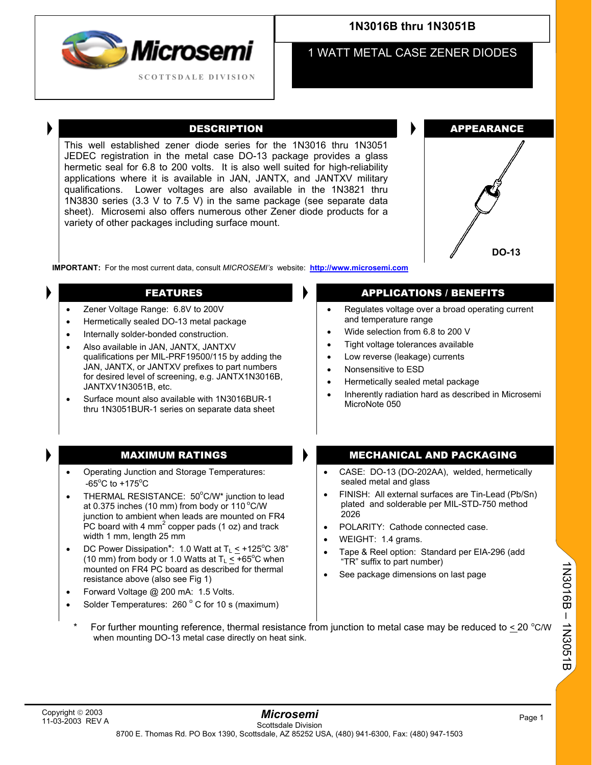# 1N3016B thru 1N3051B

## 1 WATT METAL CASE ZENER DIODES

Microsemi
SCOTTSDALE DIVISION

## DESCRIPTION

This well established zener diode series for the 1N3016 thru 1N3051 JEDEC registration in the metal case DO-13 package provides a glass hermetic seal for 6.8 to 200 volts. It is also well suited for high-reliability applications where it is available in JAN, JANTX, and JANTXV military qualifications. Lower voltages are also available in the 1N3821 thru 1N3830 series (3.3 V to 7.5 V) in the same package (see separate data sheet). Microsemi also offers numerous other Zener diode products for a variety of other packages including surface mount.

## APPEARANCE

DO-13

**IMPORTANT:** For the most current data, consult *MICROSEMI's* website: **http://www.microsemi.com**

## FEATURES

- Zener Voltage Range: 6.8V to 200V
- Hermetically sealed DO-13 metal package
- Internally solder-bonded construction.
- Also available in JAN, JANTX, JANTXV qualifications per MIL-PRF19500/115 by adding the JAN, JANTX, or JANTXV prefixes to part numbers for desired level of screening, e.g. JANTX1N3016B, JANTXV1N3051B, etc.
- Surface mount also available with 1N3016BUR-1 thru 1N3051BUR-1 series on separate data sheet

## APPLICATIONS / BENEFITS

- Regulates voltage over a broad operating current and temperature range
- Wide selection from 6.8 to 200 V
- Tight voltage tolerances available
- Low reverse (leakage) currents
- Nonsensitive to ESD
- Hermetically sealed metal package
- Inherently radiation hard as described in Microsemi MicroNote 050

## MAXIMUM RATINGS

- Operating Junction and Storage Temperatures: -65°C to +175°C
- THERMAL RESISTANCE: 50°C/W* junction to lead at 0.375 inches (10 mm) from body or 110 °C/W junction to ambient when leads are mounted on FR4 PC board with 4 $mm^2$ copper pads (1 oz) and track width 1 mm, length 25 mm
- DC Power Dissipation*: 1.0 Watt at $T_L \leq +125^oC$ 3/8" (10 mm) from body or 1.0 Watts at $T_L \leq +65^oC$ when mounted on FR4 PC board as described for thermal resistance above (also see Fig 1)
- Forward Voltage @ 200 mA: 1.5 Volts.
- Solder Temperatures: 260 °C for 10 s (maximum)

## MECHANICAL AND PACKAGING

- CASE: DO-13 (DO-202AA), welded, hermetically sealed metal and glass
- FINISH: All external surfaces are Tin-Lead (Pb/Sn) plated and solderable per MIL-STD-750 method 2026
- POLARITY: Cathode connected case.
- WEIGHT: 1.4 grams.
- Tape & Reel option: Standard per EIA-296 (add "TR" suffix to part number)
- See package dimensions on last page

\* For further mounting reference, thermal resistance from junction to metal case may be reduced to ≤ 20 °C/W when mounting DO-13 metal case directly on heat sink.

Copyright © 2003
11-03-2003 REV A

*Microsemi*
Scottsdale Division
8700 E. Thomas Rd. PO Box 1390, Scottsdale, AZ 85252 USA, (480) 941-6300, Fax: (480) 947-1503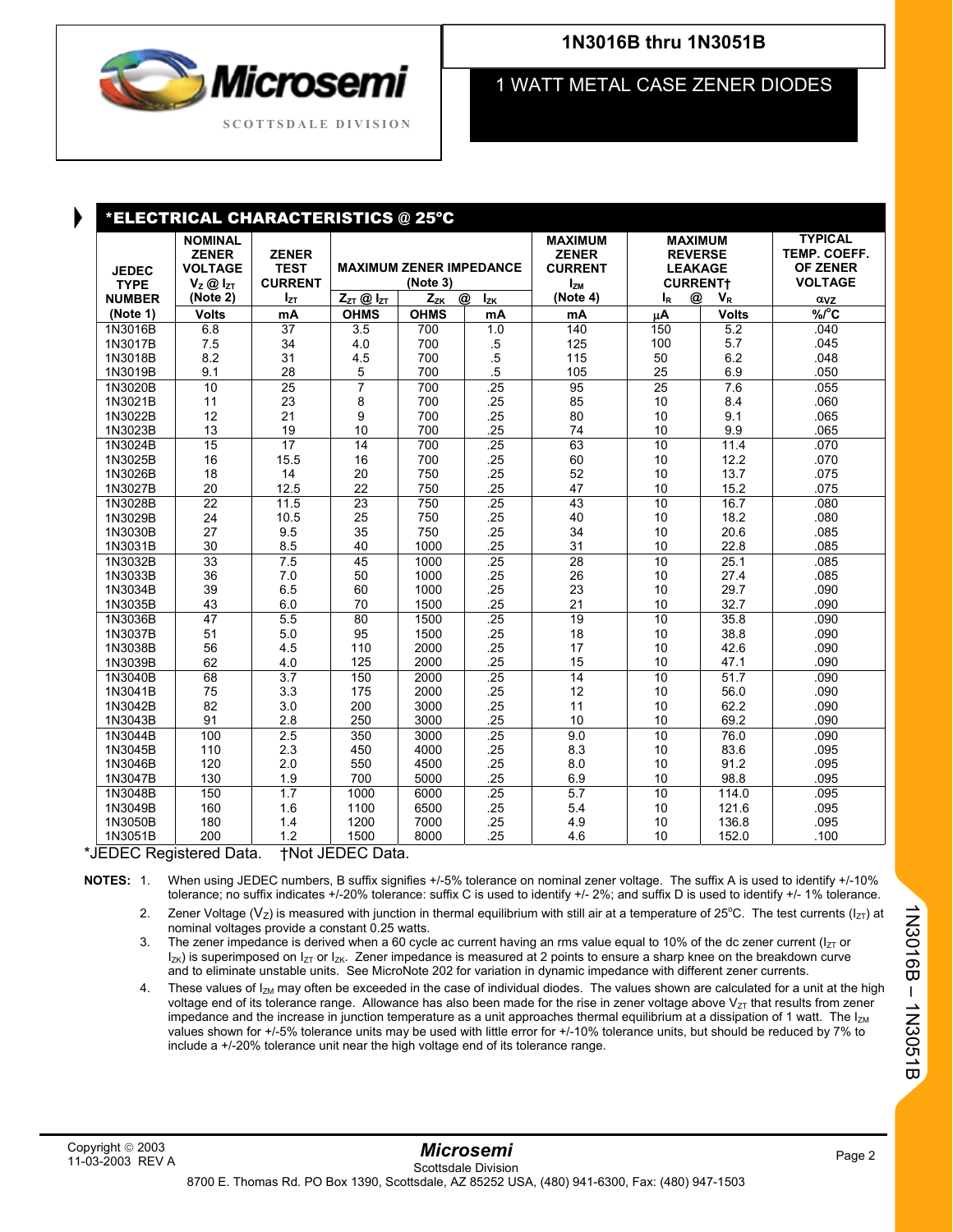# 1N3016B thru 1N3051B

## 1 WATT METAL CASE ZENER DIODES

### *ELECTRICAL CHARACTERISTICS @ 25°C

| JEDEC TYPE NUMBER (Note 1) | NOMINAL ZENER VOLTAGE $V_Z$ @ $I_{ZT}$ (Note 2) | ZENER TEST CURRENT $I_{ZT}$ | MAXIMUM ZENER IMPEDANCE (Note 3) | | | MAXIMUM ZENER CURRENT $I_{ZM}$ (Note 4) | MAXIMUM REVERSE LEAKAGE CURRENT† | | TYPICAL TEMP. COEFF. OF ZENER VOLTAGE $\alpha_{VZ}$ |
|---|---|---|---|---|---|---|---|---|---|
| | | | $Z_{ZT}$ @ $I_{ZT}$ | $Z_{ZK}$ @ | $I_{ZK}$ | | $I_R$ @ | $V_R$ | |
| | Volts | mA | OHMS | OHMS | mA | mA | µA | Volts | %/°C |
| 1N3016B | 6.8 | 37 | 3.5 | 700 | 1.0 | 140 | 150 | 5.2 | .040 |
| 1N3017B | 7.5 | 34 | 4.0 | 700 | .5 | 125 | 100 | 5.7 | .045 |
| 1N3018B | 8.2 | 31 | 4.5 | 700 | .5 | 115 | 50 | 6.2 | .048 |
| 1N3019B | 9.1 | 28 | 5 | 700 | .5 | 105 | 25 | 6.9 | .050 |
| 1N3020B | 10 | 25 | 7 | 700 | .25 | 95 | 25 | 7.6 | .055 |
| 1N3021B | 11 | 23 | 8 | 700 | .25 | 85 | 10 | 8.4 | .060 |
| 1N3022B | 12 | 21 | 9 | 700 | .25 | 80 | 10 | 9.1 | .065 |
| 1N3023B | 13 | 19 | 10 | 700 | .25 | 74 | 10 | 9.9 | .065 |
| 1N3024B | 15 | 17 | 14 | 700 | .25 | 63 | 10 | 11.4 | .070 |
| 1N3025B | 16 | 15.5 | 16 | 700 | .25 | 60 | 10 | 12.2 | .070 |
| 1N3026B | 18 | 14 | 20 | 750 | .25 | 52 | 10 | 13.7 | .075 |
| 1N3027B | 20 | 12.5 | 22 | 750 | .25 | 47 | 10 | 15.2 | .075 |
| 1N3028B | 22 | 11.5 | 23 | 750 | .25 | 43 | 10 | 16.7 | .080 |
| 1N3029B | 24 | 10.5 | 25 | 750 | .25 | 40 | 10 | 18.2 | .080 |
| 1N3030B | 27 | 9.5 | 35 | 750 | .25 | 34 | 10 | 20.6 | .085 |
| 1N3031B | 30 | 8.5 | 40 | 1000 | .25 | 31 | 10 | 22.8 | .085 |
| 1N3032B | 33 | 7.5 | 45 | 1000 | .25 | 28 | 10 | 25.1 | .085 |
| 1N3033B | 36 | 7.0 | 50 | 1000 | .25 | 26 | 10 | 27.4 | .085 |
| 1N3034B | 39 | 6.5 | 60 | 1000 | .25 | 23 | 10 | 29.7 | .090 |
| 1N3035B | 43 | 6.0 | 70 | 1500 | .25 | 21 | 10 | 32.7 | .090 |
| 1N3036B | 47 | 5.5 | 80 | 1500 | .25 | 19 | 10 | 35.8 | .090 |
| 1N3037B | 51 | 5.0 | 95 | 1500 | .25 | 18 | 10 | 38.8 | .090 |
| 1N3038B | 56 | 4.5 | 110 | 2000 | .25 | 17 | 10 | 42.6 | .090 |
| 1N3039B | 62 | 4.0 | 125 | 2000 | .25 | 15 | 10 | 47.1 | .090 |
| 1N3040B | 68 | 3.7 | 150 | 2000 | .25 | 14 | 10 | 51.7 | .090 |
| 1N3041B | 75 | 3.3 | 175 | 2000 | .25 | 12 | 10 | 56.0 | .090 |
| 1N3042B | 82 | 3.0 | 200 | 3000 | .25 | 11 | 10 | 62.2 | .090 |
| 1N3043B | 91 | 2.8 | 250 | 3000 | .25 | 10 | 10 | 69.2 | .090 |
| 1N3044B | 100 | 2.5 | 350 | 3000 | .25 | 9.0 | 10 | 76.0 | .090 |
| 1N3045B | 110 | 2.3 | 450 | 4000 | .25 | 8.3 | 10 | 83.6 | .095 |
| 1N3046B | 120 | 2.0 | 550 | 4500 | .25 | 8.0 | 10 | 91.2 | .095 |
| 1N3047B | 130 | 1.9 | 700 | 5000 | .25 | 6.9 | 10 | 98.8 | .095 |
| 1N3048B | 150 | 1.7 | 1000 | 6000 | .25 | 5.7 | 10 | 114.0 | .095 |
| 1N3049B | 160 | 1.6 | 1100 | 6500 | .25 | 5.4 | 10 | 121.6 | .095 |
| 1N3050B | 180 | 1.4 | 1200 | 7000 | .25 | 4.9 | 10 | 136.8 | .095 |
| 1N3051B | 200 | 1.2 | 1500 | 8000 | .25 | 4.6 | 10 | 152.0 | .100 |

*JEDEC Registered Data. †Not JEDEC Data.

**NOTES:**

1. When using JEDEC numbers, B suffix signifies +/-5% tolerance on nominal zener voltage. The suffix A is used to identify +/-10% tolerance; no suffix indicates +/-20% tolerance: suffix C is used to identify +/- 2%; and suffix D is used to identify +/- 1% tolerance.
2. Zener Voltage ($V_Z$) is measured with junction in thermal equilibrium with still air at a temperature of 25°C. The test currents ($I_{ZT}$) at nominal voltages provide a constant 0.25 watts.
3. The zener impedance is derived when a 60 cycle ac current having an rms value equal to 10% of the dc zener current ($I_{ZT}$ or $I_{ZK}$) is superimposed on $I_{ZT}$ or $I_{ZK}$. Zener impedance is measured at 2 points to ensure a sharp knee on the breakdown curve and to eliminate unstable units. See MicroNote 202 for variation in dynamic impedance with different zener currents.
4. These values of $I_{ZM}$ may often be exceeded in the case of individual diodes. The values shown are calculated for a unit at the high voltage end of its tolerance range. Allowance has also been made for the rise in zener voltage above $V_{ZT}$ that results from zener impedance and the increase in junction temperature as a unit approaches thermal equilibrium at a dissipation of 1 watt. The $I_{ZM}$ values shown for +/-5% tolerance units may be used with little error for +/-10% tolerance units, but should be reduced by 7% to include a +/-20% tolerance unit near the high voltage end of its tolerance range.

Copyright © 2003
11-03-2003 REV A

Microsemi
Scottsdale Division
8700 E. Thomas Rd. PO Box 1390, Scottsdale, AZ 85252 USA, (480) 941-6300, Fax: (480) 947-1503